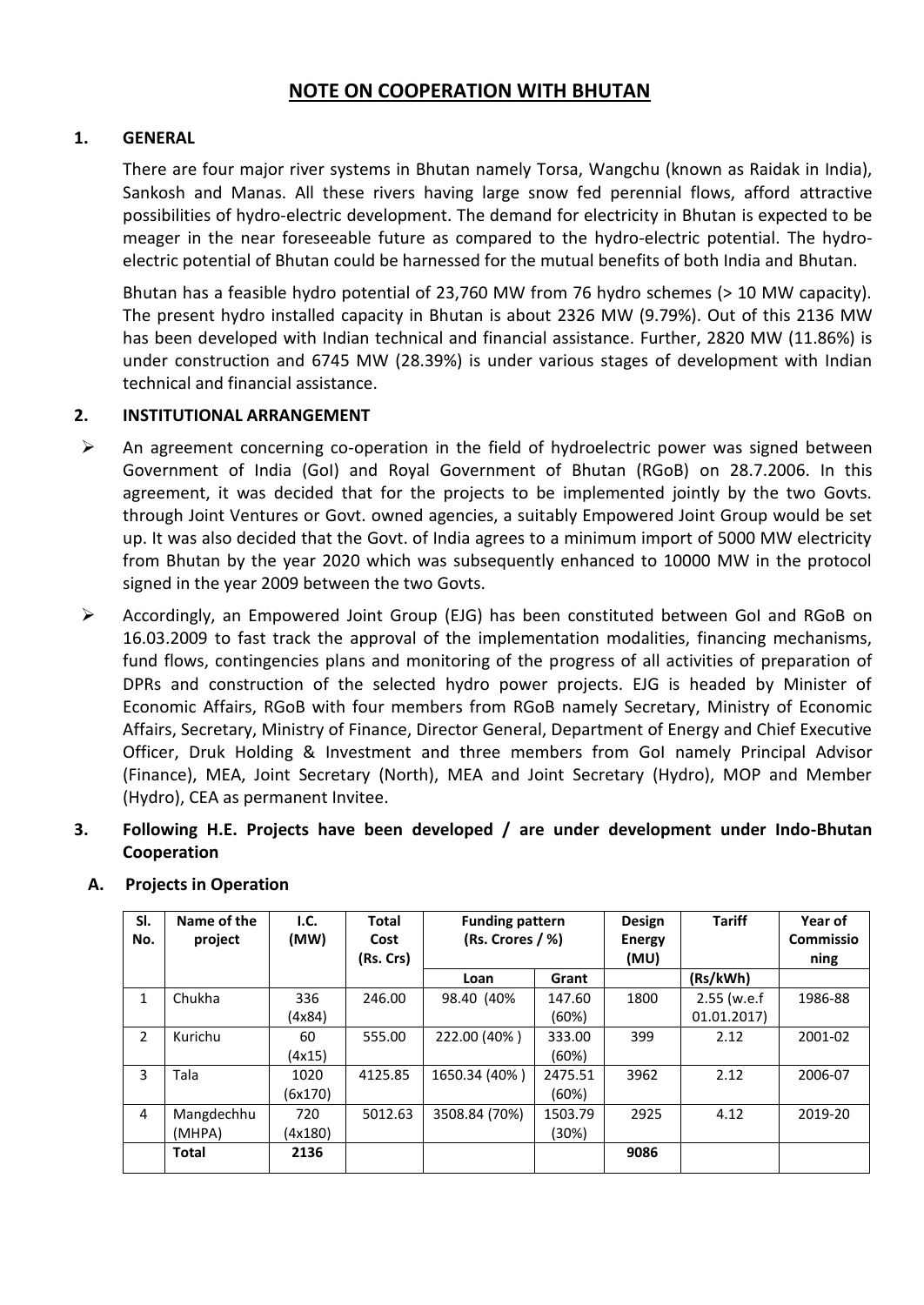# NOTE ON COOPERATION WITH BHUTAN

## 1. GENERAL

There are four major river systems in Bhutan namely Torsa, Wangchu (known as Raidak in India), Sankosh and Manas. All these rivers having large snow fed perennial flows, afford attractive possibilities of hydro-electric development. The demand for electricity in Bhutan is expected to be meager in the near foreseeable future as compared to the hydro-electric potential. The hydro-electric potential of Bhutan could be harnessed for the mutual benefits of both India and Bhutan.

Bhutan has a feasible hydro potential of 23,760 MW from 76 hydro schemes (> 10 MW capacity). The present hydro installed capacity in Bhutan is about 2326 MW (9.79%). Out of this 2136 MW has been developed with Indian technical and financial assistance. Further, 2820 MW (11.86%) is under construction and 6745 MW (28.39%) is under various stages of development with Indian technical and financial assistance.

## 2. INSTITUTIONAL ARRANGEMENT

- An agreement concerning co-operation in the field of hydroelectric power was signed between Government of India (GoI) and Royal Government of Bhutan (RGoB) on 28.7.2006. In this agreement, it was decided that for the projects to be implemented jointly by the two Govts. through Joint Ventures or Govt. owned agencies, a suitably Empowered Joint Group would be set up. It was also decided that the Govt. of India agrees to a minimum import of 5000 MW electricity from Bhutan by the year 2020 which was subsequently enhanced to 10000 MW in the protocol signed in the year 2009 between the two Govts.
- Accordingly, an Empowered Joint Group (EJG) has been constituted between GoI and RGoB on 16.03.2009 to fast track the approval of the implementation modalities, financing mechanisms, fund flows, contingencies plans and monitoring of the progress of all activities of preparation of DPRs and construction of the selected hydro power projects. EJG is headed by Minister of Economic Affairs, RGoB with four members from RGoB namely Secretary, Ministry of Economic Affairs, Secretary, Ministry of Finance, Director General, Department of Energy and Chief Executive Officer, Druk Holding & Investment and three members from GoI namely Principal Advisor (Finance), MEA, Joint Secretary (North), MEA and Joint Secretary (Hydro), MOP and Member (Hydro), CEA as permanent Invitee.

## 3. Following H.E. Projects have been developed / are under development under Indo-Bhutan Cooperation

### A. Projects in Operation

| Sl. No. | Name of the project | I.C. (MW) | Total Cost (Rs. Crs) | Funding pattern (Rs. Crores / %) | | Design Energy (MU) | Tariff | Year of Commissioning |
|---|---|---|---|---|---|---|---|---|
| | | | | Loan | Grant | | (Rs/kWh) | |
| 1 | Chukha | 336 (4x84) | 246.00 | 98.40 (40% | 147.60 (60%) | 1800 | 2.55 (w.e.f 01.01.2017) | 1986-88 |
| 2 | Kurichu | 60 (4x15) | 555.00 | 222.00 (40% ) | 333.00 (60%) | 399 | 2.12 | 2001-02 |
| 3 | Tala | 1020 (6x170) | 4125.85 | 1650.34 (40% ) | 2475.51 (60%) | 3962 | 2.12 | 2006-07 |
| 4 | Mangdechhu (MHPA) | 720 (4x180) | 5012.63 | 3508.84 (70%) | 1503.79 (30%) | 2925 | 4.12 | 2019-20 |
| | **Total** | **2136** | | | | **9086** | | |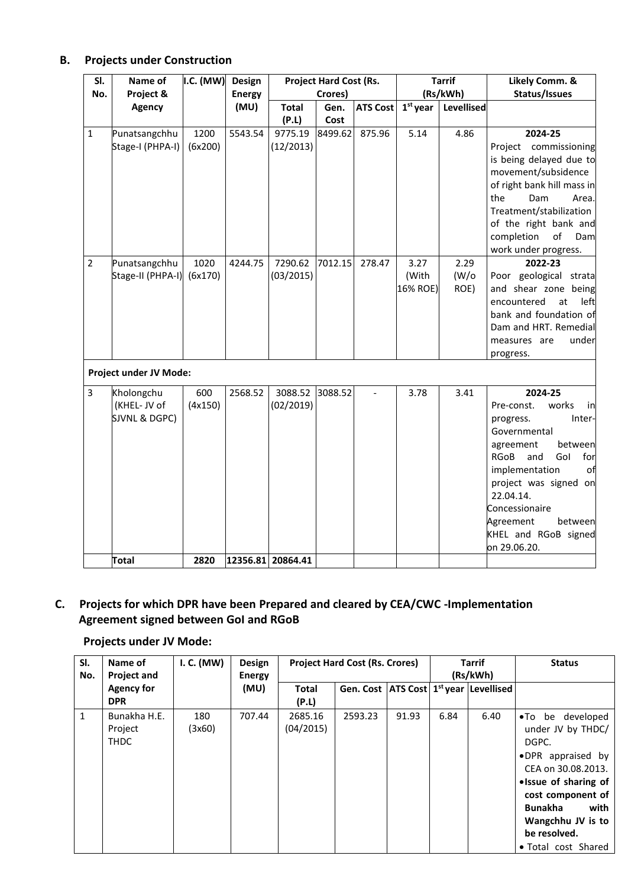## B. Projects under Construction

| Sl. No. | Name of Project & Agency | I.C. (MW) | Design Energy (MU) | Project Hard Cost (Rs. Crores) | | | Tarrif (Rs/kWh) | | Likely Comm. & Status/Issues |
|---|---|---|---|---|---|---|---|---|---|
| | | | | Total (P.L) | Gen. Cost | ATS Cost | 1st year | Levellised | |
| 1 | Punatsangchhu Stage-I (PHPA-I) | 1200 (6x200) | 5543.54 | 9775.19 (12/2013) | 8499.62 | 875.96 | 5.14 | 4.86 | **2024-25** Project commissioning is being delayed due to movement/subsidence of right bank hill mass in the Dam Area. Treatment/stabilization of the right bank and completion of Dam work under progress. |
| 2 | Punatsangchhu Stage-II (PHPA-I) | 1020 (6x170) | 4244.75 | 7290.62 (03/2015) | 7012.15 | 278.47 | 3.27 (With 16% ROE) | 2.29 (W/o ROE) | **2022-23** Poor geological strata and shear zone being encountered at left bank and foundation of Dam and HRT. Remedial measures are under progress. |
| **Project under JV Mode:** | | | | | | | | | |
| 3 | Kholongchu (KHEL- JV of SJVNL & DGPC) | 600 (4x150) | 2568.52 | 3088.52 (02/2019) | 3088.52 | - | 3.78 | 3.41 | **2024-25** Pre-const. works in progress. Inter-Governmental agreement between RGoB and GoI for implementation of project was signed on 22.04.14. Concessionaire Agreement between KHEL and RGoB signed on 29.06.20. |
| | **Total** | **2820** | **12356.81** | **20864.41** | | | | | |

## C. Projects for which DPR have been Prepared and cleared by CEA/CWC -Implementation Agreement signed between GoI and RGoB

### Projects under JV Mode:

| Sl. No. | Name of Project and Agency for DPR | I. C. (MW) | Design Energy (MU) | Project Hard Cost (Rs. Crores) | | | Tarrif (Rs/kWh) | | Status |
|---|---|---|---|---|---|---|---|---|---|
| | | | | Total (P.L) | Gen. Cost | ATS Cost | 1st year | Levellised | |
| 1 | Bunakha H.E. Project THDC | 180 (3x60) | 707.44 | 2685.16 (04/2015) | 2593.23 | 91.93 | 6.84 | 6.40 | • To be developed under JV by THDC/ DGPC.<br>• DPR appraised by CEA on 30.08.2013.<br>• **Issue of sharing of cost component of Bunakha with Wangchhu JV is to be resolved.**<br>• Total cost Shared |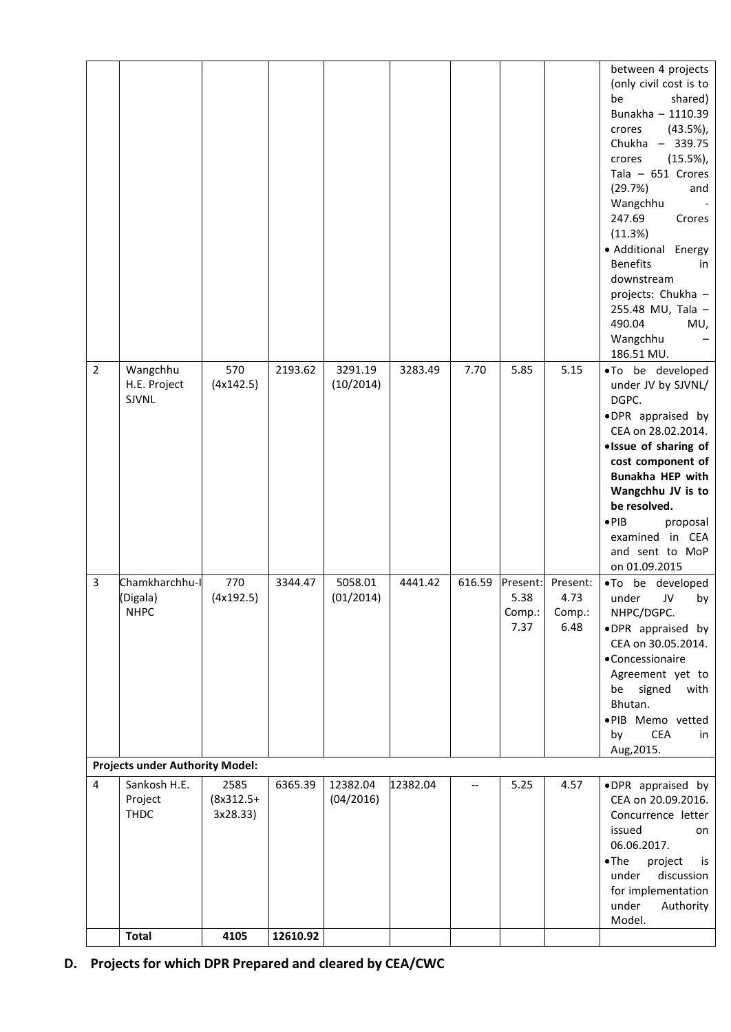|  |  |  |  |  |  |  |  |  | between 4 projects (only civil cost is to be shared) Bunakha – 1110.39 crores (43.5%), Chukha – 339.75 crores (15.5%), Tala – 651 Crores (29.7%) and Wangchhu - 247.69 Crores (11.3%)<br>• Additional Energy Benefits in downstream projects: Chukha – 255.48 MU, Tala – 490.04 MU, Wangchhu – 186.51 MU. |
|---|---|---|---|---|---|---|---|---|---|
| 2 | Wangchhu H.E. Project SJVNL | 570 (4x142.5) | 2193.62 | 3291.19 (10/2014) | 3283.49 | 7.70 | 5.85 | 5.15 | • To be developed under JV by SJVNL/ DGPC.<br>• DPR appraised by CEA on 28.02.2014.<br>• **Issue of sharing of cost component of Bunakha HEP with Wangchhu JV is to be resolved.**<br>• PIB proposal examined in CEA and sent to MoP on 01.09.2015 |
| 3 | Chamkharchhu-I (Digala) NHPC | 770 (4x192.5) | 3344.47 | 5058.01 (01/2014) | 4441.42 | 616.59 | Present: 5.38<br>Comp.: 7.37 | Present: 4.73<br>Comp.: 6.48 | • To be developed under JV by NHPC/DGPC.<br>• DPR appraised by CEA on 30.05.2014.<br>• Concessionaire Agreement yet to be signed with Bhutan.<br>• PIB Memo vetted by CEA in Aug,2015. |
| **Projects under Authority Model:** |  |  |  |  |  |  |  |  |  |
| 4 | Sankosh H.E. Project THDC | 2585 (8x312.5+ 3x28.33) | 6365.39 | 12382.04 (04/2016) | 12382.04 | -- | 5.25 | 4.57 | • DPR appraised by CEA on 20.09.2016. Concurrence letter issued on 06.06.2017.<br>• The project is under discussion for implementation under Authority Model. |
|  | **Total** | **4105** | **12610.92** |  |  |  |  |  |  |

## D. Projects for which DPR Prepared and cleared by CEA/CWC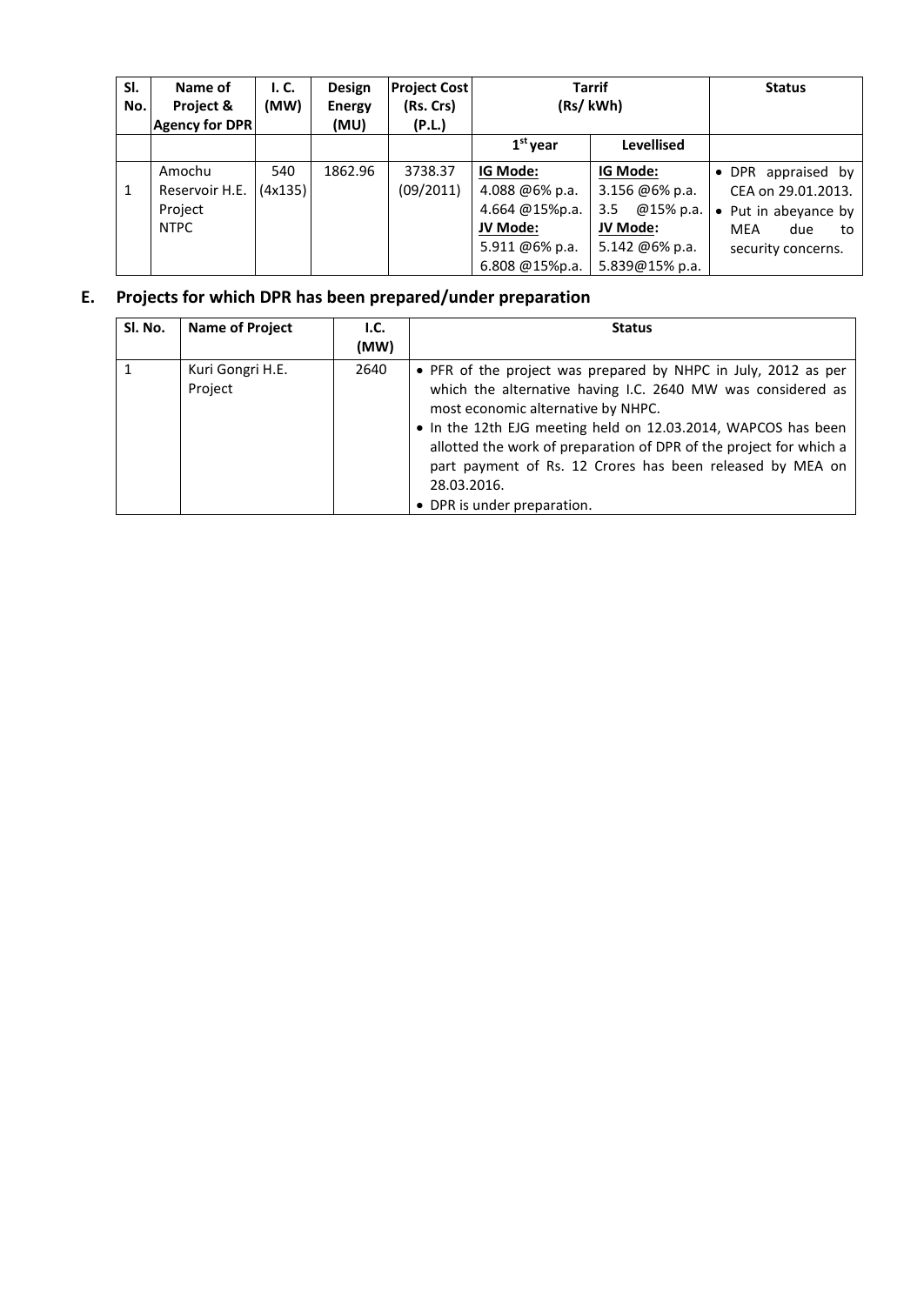| Sl. No. | Name of Project & Agency for DPR | I. C. (MW) | Design Energy (MU) | Project Cost (Rs. Crs) (P.L.) | Tarrif (Rs/ kWh) | | Status |
|---|---|---|---|---|---|---|---|
| | | | | | 1st year | Levellised | |
| 1 | Amochu Reservoir H.E. Project NTPC | 540 (4x135) | 1862.96 | 3738.37 (09/2011) | **IG Mode:** 4.088 @6% p.a. 4.664 @15%p.a. **JV Mode:** 5.911 @6% p.a. 6.808 @15%p.a. | **IG Mode:** 3.156 @6% p.a. 3.5 @15% p.a. **JV Mode:** 5.142 @6% p.a. 5.839@15% p.a. | • DPR appraised by CEA on 29.01.2013. • Put in abeyance by MEA due to security concerns. |

## E. Projects for which DPR has been prepared/under preparation

| Sl. No. | Name of Project | I.C. (MW) | Status |
|---|---|---|---|
| 1 | Kuri Gongri H.E. Project | 2640 | • PFR of the project was prepared by NHPC in July, 2012 as per which the alternative having I.C. 2640 MW was considered as most economic alternative by NHPC. • In the 12th EJG meeting held on 12.03.2014, WAPCOS has been allotted the work of preparation of DPR of the project for which a part payment of Rs. 12 Crores has been released by MEA on 28.03.2016. • DPR is under preparation. |